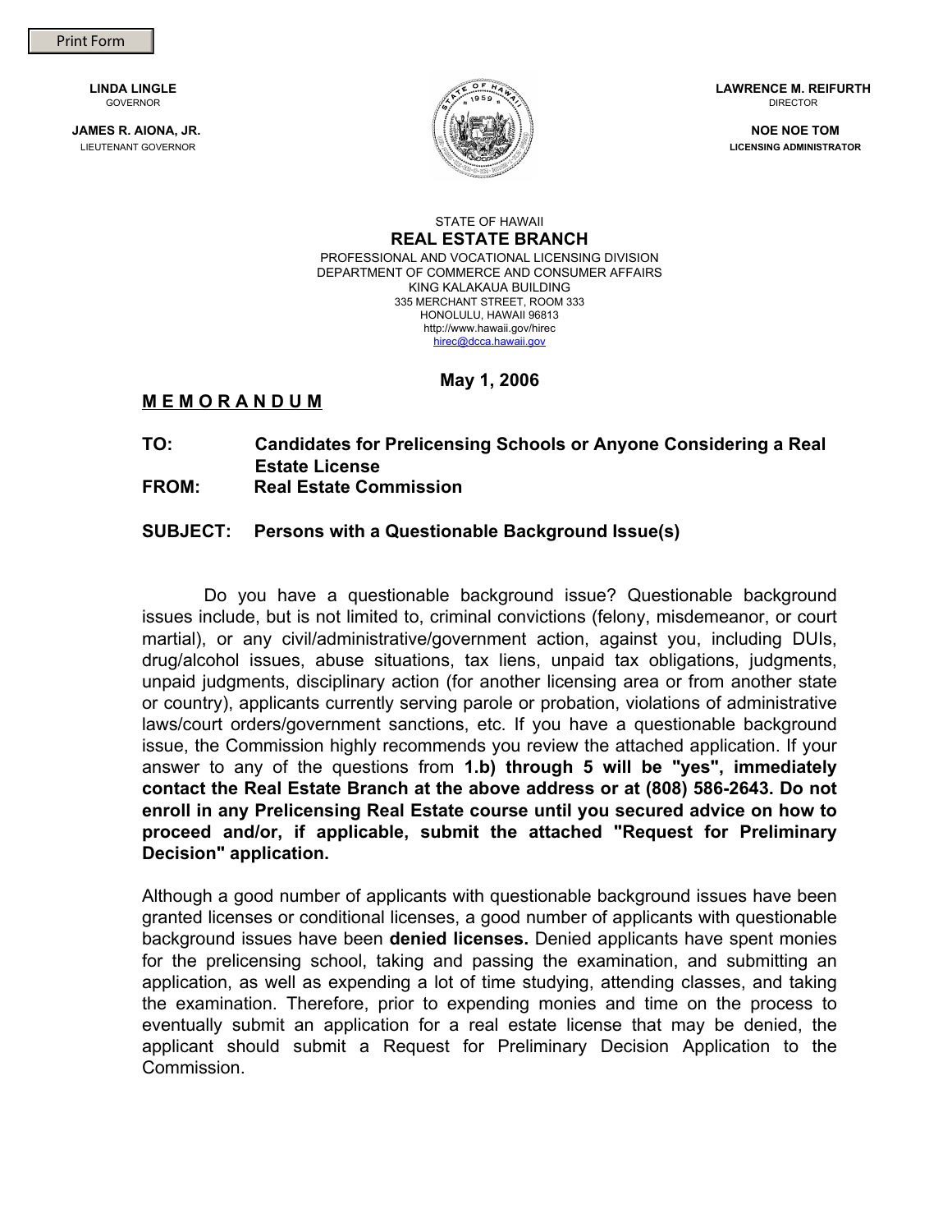Print Form

**LINDA LINGLE**
GOVERNOR

**JAMES R. AIONA, JR.**
LIEUTENANT GOVERNOR

**LAWRENCE M. REIFURTH**
DIRECTOR

**NOE NOE TOM**
LICENSING ADMINISTRATOR

STATE OF HAWAII
**REAL ESTATE BRANCH**
PROFESSIONAL AND VOCATIONAL LICENSING DIVISION
DEPARTMENT OF COMMERCE AND CONSUMER AFFAIRS
KING KALAKAUA BUILDING
335 MERCHANT STREET, ROOM 333
HONOLULU, HAWAII 96813
http://www.hawaii.gov/hirec
hirec@dcca.hawaii.gov

**May 1, 2006**

**M E M O R A N D U M**

**TO:** **Candidates for Prelicensing Schools or Anyone Considering a Real Estate License**

**FROM:** **Real Estate Commission**

**SUBJECT:** **Persons with a Questionable Background Issue(s)**

Do you have a questionable background issue? Questionable background issues include, but is not limited to, criminal convictions (felony, misdemeanor, or court martial), or any civil/administrative/government action, against you, including DUIs, drug/alcohol issues, abuse situations, tax liens, unpaid tax obligations, judgments, unpaid judgments, disciplinary action (for another licensing area or from another state or country), applicants currently serving parole or probation, violations of administrative laws/court orders/government sanctions, etc. If you have a questionable background issue, the Commission highly recommends you review the attached application. If your answer to any of the questions from **1.b) through 5 will be "yes", immediately contact the Real Estate Branch at the above address or at (808) 586-2643. Do not enroll in any Prelicensing Real Estate course until you secured advice on how to proceed and/or, if applicable, submit the attached "Request for Preliminary Decision" application.**

Although a good number of applicants with questionable background issues have been granted licenses or conditional licenses, a good number of applicants with questionable background issues have been **denied licenses.** Denied applicants have spent monies for the prelicensing school, taking and passing the examination, and submitting an application, as well as expending a lot of time studying, attending classes, and taking the examination. Therefore, prior to expending monies and time on the process to eventually submit an application for a real estate license that may be denied, the applicant should submit a Request for Preliminary Decision Application to the Commission.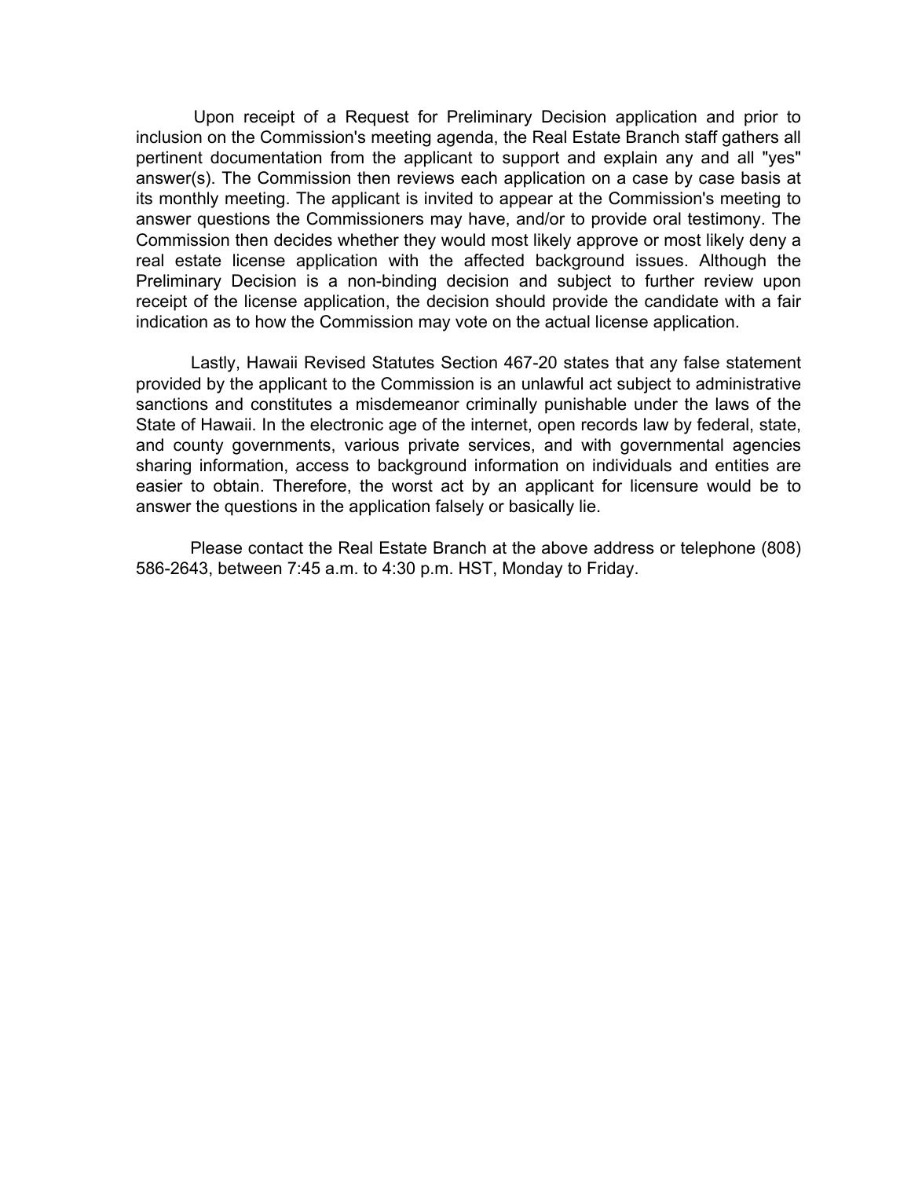Upon receipt of a Request for Preliminary Decision application and prior to inclusion on the Commission's meeting agenda, the Real Estate Branch staff gathers all pertinent documentation from the applicant to support and explain any and all "yes" answer(s). The Commission then reviews each application on a case by case basis at its monthly meeting. The applicant is invited to appear at the Commission's meeting to answer questions the Commissioners may have, and/or to provide oral testimony. The Commission then decides whether they would most likely approve or most likely deny a real estate license application with the affected background issues. Although the Preliminary Decision is a non-binding decision and subject to further review upon receipt of the license application, the decision should provide the candidate with a fair indication as to how the Commission may vote on the actual license application.

Lastly, Hawaii Revised Statutes Section 467-20 states that any false statement provided by the applicant to the Commission is an unlawful act subject to administrative sanctions and constitutes a misdemeanor criminally punishable under the laws of the State of Hawaii. In the electronic age of the internet, open records law by federal, state, and county governments, various private services, and with governmental agencies sharing information, access to background information on individuals and entities are easier to obtain. Therefore, the worst act by an applicant for licensure would be to answer the questions in the application falsely or basically lie.

Please contact the Real Estate Branch at the above address or telephone (808) 586-2643, between 7:45 a.m. to 4:30 p.m. HST, Monday to Friday.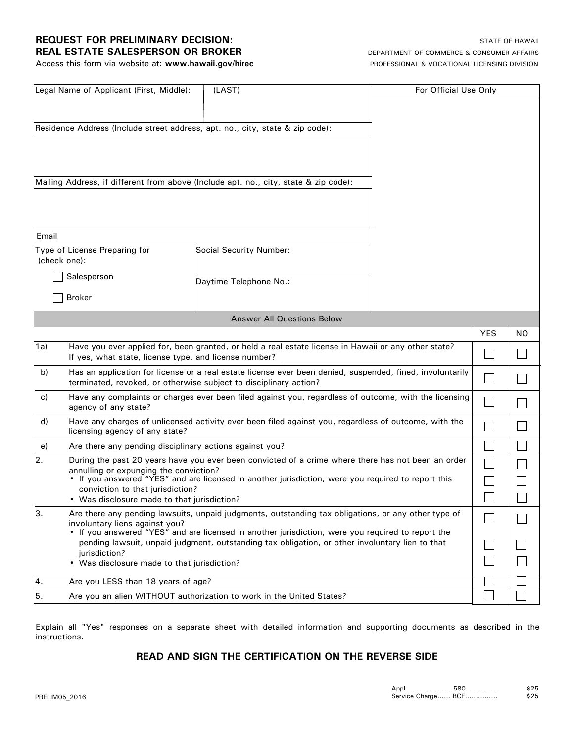**REQUEST FOR PRELIMINARY DECISION:**
**REAL ESTATE SALESPERSON OR BROKER**

Access this form via website at: **www.hawaii.gov/hirec**

STATE OF HAWAII
DEPARTMENT OF COMMERCE & CONSUMER AFFAIRS
PROFESSIONAL & VOCATIONAL LICENSING DIVISION

| Legal Name of Applicant (First, Middle): | (LAST) | For Official Use Only |
|---|---|---|
| Residence Address (Include street address, apt. no., city, state & zip code): | | |
| Mailing Address, if different from above (Include apt. no., city, state & zip code): | | |
| Email | | |
| Type of License Preparing for (check one): ☐ Salesperson ☐ Broker | Social Security Number: | |
| | Daytime Telephone No.: | |

**Answer All Questions Below**

| | | YES | NO |
|---|---|---|---|
| 1a) | Have you ever applied for, been granted, or held a real estate license in Hawaii or any other state? If yes, what state, license type, and license number? ____________ | ☐ | ☐ |
| b) | Has an application for license or a real estate license ever been denied, suspended, fined, involuntarily terminated, revoked, or otherwise subject to disciplinary action? | ☐ | ☐ |
| c) | Have any complaints or charges ever been filed against you, regardless of outcome, with the licensing agency of any state? | ☐ | ☐ |
| d) | Have any charges of unlicensed activity ever been filed against you, regardless of outcome, with the licensing agency of any state? | ☐ | ☐ |
| e) | Are there any pending disciplinary actions against you? | ☐ | ☐ |
| 2. | During the past 20 years have you ever been convicted of a crime where there has not been an order annulling or expunging the conviction? | ☐ | ☐ |
| | • If you answered "YES" and are licensed in another jurisdiction, were you required to report this conviction to that jurisdiction? | ☐ | ☐ |
| | • Was disclosure made to that jurisdiction? | ☐ | ☐ |
| 3. | Are there any pending lawsuits, unpaid judgments, outstanding tax obligations, or any other type of involuntary liens against you? | ☐ | ☐ |
| | • If you answered "YES" and are licensed in another jurisdiction, were you required to report the pending lawsuit, unpaid judgment, outstanding tax obligation, or other involuntary lien to that jurisdiction? | ☐ | ☐ |
| | • Was disclosure made to that jurisdiction? | ☐ | ☐ |
| 4. | Are you LESS than 18 years of age? | ☐ | ☐ |
| 5. | Are you an alien WITHOUT authorization to work in the United States? | ☐ | ☐ |

Explain all "Yes" responses on a separate sheet with detailed information and supporting documents as described in the instructions.

### READ AND SIGN THE CERTIFICATION ON THE REVERSE SIDE

PRELIM05_2016

Appl.................... 580.............. $25
Service Charge...... BCF.............. $25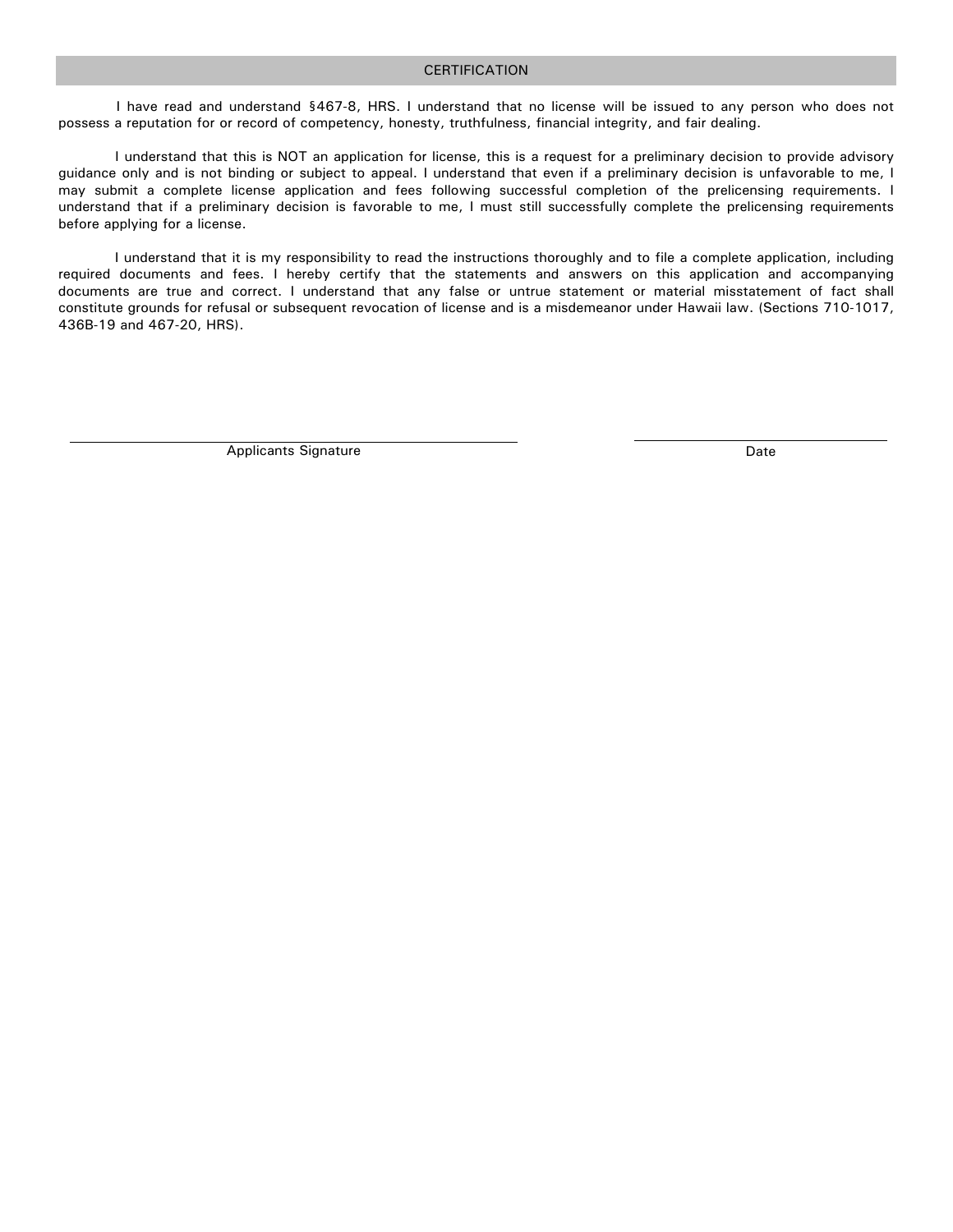## CERTIFICATION

I have read and understand §467-8, HRS. I understand that no license will be issued to any person who does not possess a reputation for or record of competency, honesty, truthfulness, financial integrity, and fair dealing.

I understand that this is NOT an application for license, this is a request for a preliminary decision to provide advisory guidance only and is not binding or subject to appeal. I understand that even if a preliminary decision is unfavorable to me, I may submit a complete license application and fees following successful completion of the prelicensing requirements. I understand that if a preliminary decision is favorable to me, I must still successfully complete the prelicensing requirements before applying for a license.

I understand that it is my responsibility to read the instructions thoroughly and to file a complete application, including required documents and fees. I hereby certify that the statements and answers on this application and accompanying documents are true and correct. I understand that any false or untrue statement or material misstatement of fact shall constitute grounds for refusal or subsequent revocation of license and is a misdemeanor under Hawaii law. (Sections 710-1017, 436B-19 and 467-20, HRS).

\_\_\_\_\_\_\_\_\_\_\_\_\_\_\_\_\_\_\_\_\_\_\_\_\_\_\_\_\_\_\_\_\_\_\_\_\_\_\_\_ \_\_\_\_\_\_\_\_\_\_\_\_\_\_\_\_\_\_\_\_\_\_\_\_

Applicants Signature Date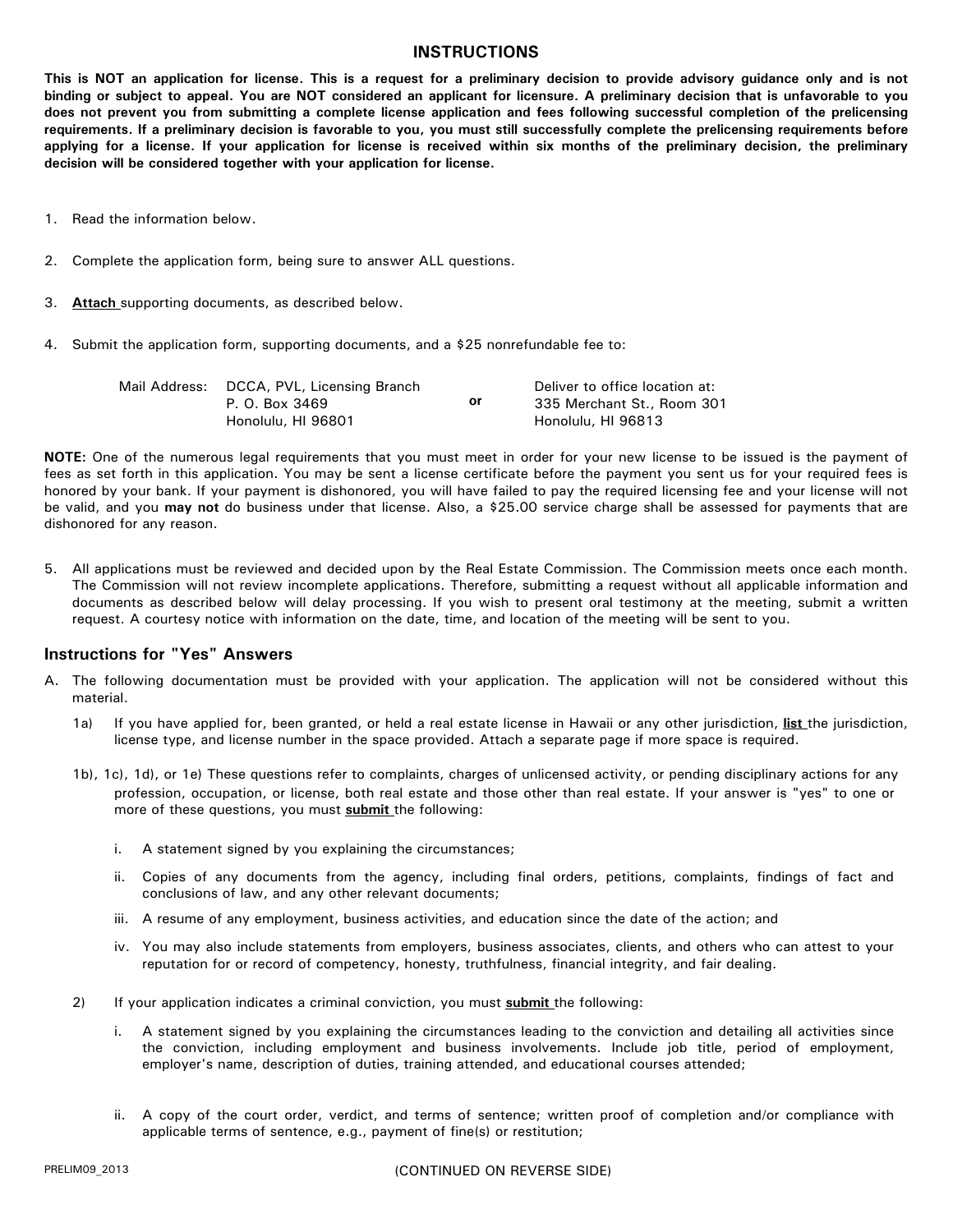# INSTRUCTIONS

**This is NOT an application for license. This is a request for a preliminary decision to provide advisory guidance only and is not binding or subject to appeal. You are NOT considered an applicant for licensure. A preliminary decision that is unfavorable to you does not prevent you from submitting a complete license application and fees following successful completion of the prelicensing requirements. If a preliminary decision is favorable to you, you must still successfully complete the prelicensing requirements before applying for a license. If your application for license is received within six months of the preliminary decision, the preliminary decision will be considered together with your application for license.**

1. Read the information below.

2. Complete the application form, being sure to answer ALL questions.

3. **Attach** supporting documents, as described below.

4. Submit the application form, supporting documents, and a $25 nonrefundable fee to:

| Mail Address: | | | |
|---|---|---|---|
| | DCCA, PVL, Licensing Branch<br>P. O. Box 3469<br>Honolulu, HI 96801 | **or** | Deliver to office location at:<br>335 Merchant St., Room 301<br>Honolulu, HI 96813 |

**NOTE:** One of the numerous legal requirements that you must meet in order for your new license to be issued is the payment of fees as set forth in this application. You may be sent a license certificate before the payment you sent us for your required fees is honored by your bank. If your payment is dishonored, you will have failed to pay the required licensing fee and your license will not be valid, and you **may not** do business under that license. Also, a $25.00 service charge shall be assessed for payments that are dishonored for any reason.

5. All applications must be reviewed and decided upon by the Real Estate Commission. The Commission meets once each month. The Commission will not review incomplete applications. Therefore, submitting a request without all applicable information and documents as described below will delay processing. If you wish to present oral testimony at the meeting, submit a written request. A courtesy notice with information on the date, time, and location of the meeting will be sent to you.

## Instructions for "Yes" Answers

A. The following documentation must be provided with your application. The application will not be considered without this material.

1a) If you have applied for, been granted, or held a real estate license in Hawaii or any other jurisdiction, **list** the jurisdiction, license type, and license number in the space provided. Attach a separate page if more space is required.

1b), 1c), 1d), or 1e) These questions refer to complaints, charges of unlicensed activity, or pending disciplinary actions for any profession, occupation, or license, both real estate and those other than real estate. If your answer is "yes" to one or more of these questions, you must **submit** the following:

i. A statement signed by you explaining the circumstances;

ii. Copies of any documents from the agency, including final orders, petitions, complaints, findings of fact and conclusions of law, and any other relevant documents;

iii. A resume of any employment, business activities, and education since the date of the action; and

iv. You may also include statements from employers, business associates, clients, and others who can attest to your reputation for or record of competency, honesty, truthfulness, financial integrity, and fair dealing.

2) If your application indicates a criminal conviction, you must **submit** the following:

i. A statement signed by you explaining the circumstances leading to the conviction and detailing all activities since the conviction, including employment and business involvements. Include job title, period of employment, employer's name, description of duties, training attended, and educational courses attended;

ii. A copy of the court order, verdict, and terms of sentence; written proof of completion and/or compliance with applicable terms of sentence, e.g., payment of fine(s) or restitution;

PRELIM09_2013

(CONTINUED ON REVERSE SIDE)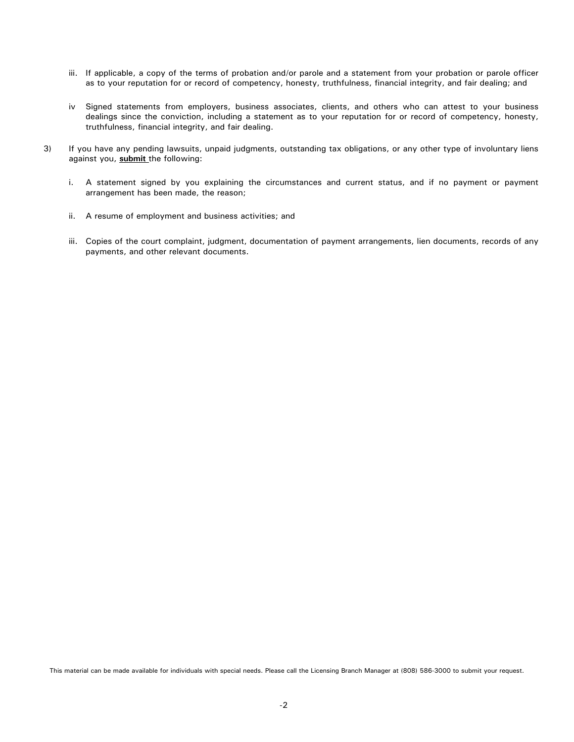iii. If applicable, a copy of the terms of probation and/or parole and a statement from your probation or parole officer as to your reputation for or record of competency, honesty, truthfulness, financial integrity, and fair dealing; and

iv Signed statements from employers, business associates, clients, and others who can attest to your business dealings since the conviction, including a statement as to your reputation for or record of competency, honesty, truthfulness, financial integrity, and fair dealing.

3) If you have any pending lawsuits, unpaid judgments, outstanding tax obligations, or any other type of involuntary liens against you, **submit** the following:

i. A statement signed by you explaining the circumstances and current status, and if no payment or payment arrangement has been made, the reason;

ii. A resume of employment and business activities; and

iii. Copies of the court complaint, judgment, documentation of payment arrangements, lien documents, records of any payments, and other relevant documents.

This material can be made available for individuals with special needs. Please call the Licensing Branch Manager at (808) 586-3000 to submit your request.